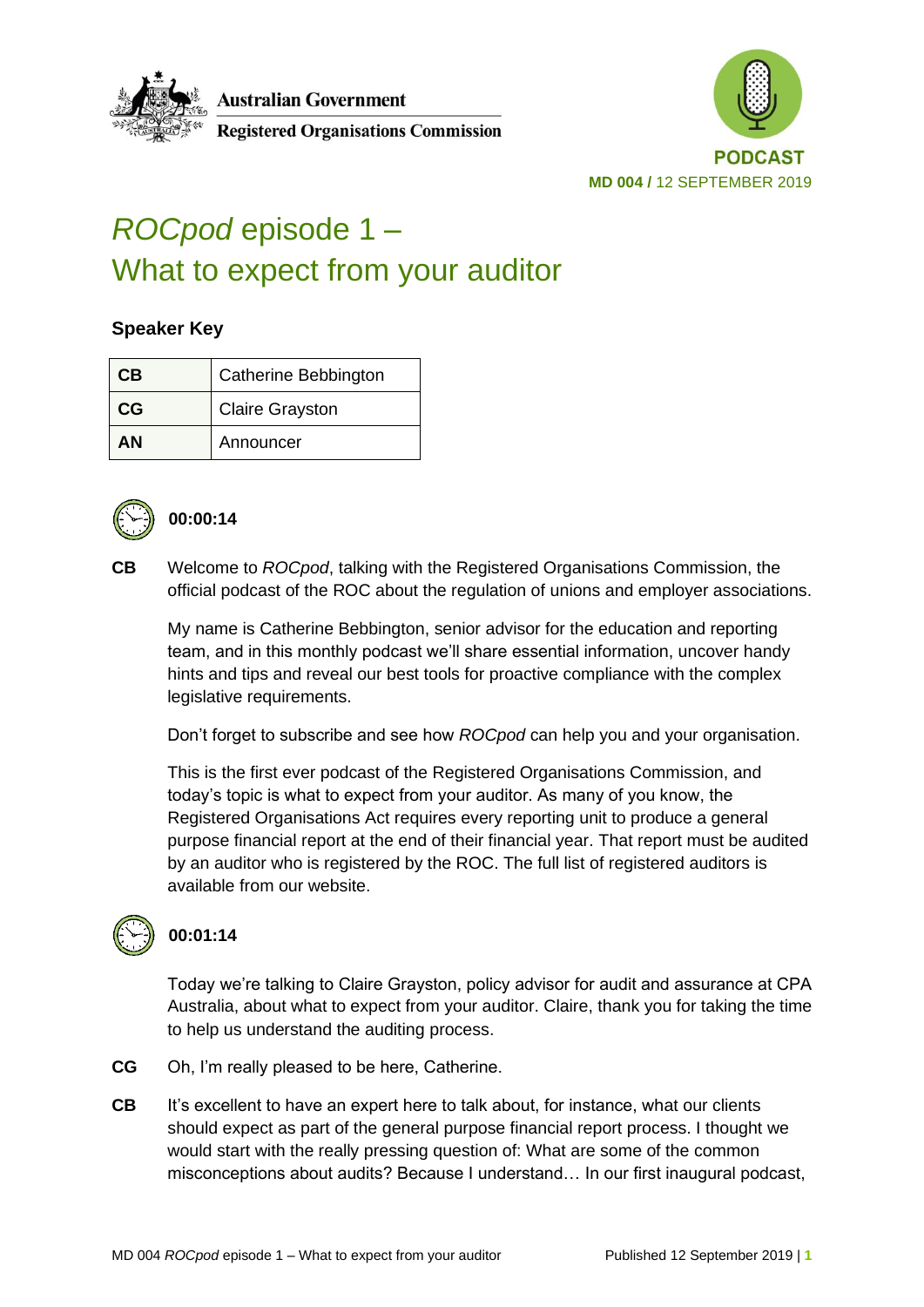Australian Government
Registered Organisations Commission

PODCAST
**MD 004 /** 12 SEPTEMBER 2019

# *ROCpod* episode 1 – What to expect from your auditor

### Speaker Key

| | |
|---|---|
| **CB** | Catherine Bebbington |
| **CG** | Claire Grayston |
| **AN** | Announcer |

**00:00:14**

**CB** Welcome to *ROCpod*, talking with the Registered Organisations Commission, the official podcast of the ROC about the regulation of unions and employer associations.

My name is Catherine Bebbington, senior advisor for the education and reporting team, and in this monthly podcast we'll share essential information, uncover handy hints and tips and reveal our best tools for proactive compliance with the complex legislative requirements.

Don't forget to subscribe and see how *ROCpod* can help you and your organisation.

This is the first ever podcast of the Registered Organisations Commission, and today's topic is what to expect from your auditor. As many of you know, the Registered Organisations Act requires every reporting unit to produce a general purpose financial report at the end of their financial year. That report must be audited by an auditor who is registered by the ROC. The full list of registered auditors is available from our website.

**00:01:14**

Today we're talking to Claire Grayston, policy advisor for audit and assurance at CPA Australia, about what to expect from your auditor. Claire, thank you for taking the time to help us understand the auditing process.

**CG** Oh, I'm really pleased to be here, Catherine.

**CB** It's excellent to have an expert here to talk about, for instance, what our clients should expect as part of the general purpose financial report process. I thought we would start with the really pressing question of: What are some of the common misconceptions about audits? Because I understand… In our first inaugural podcast,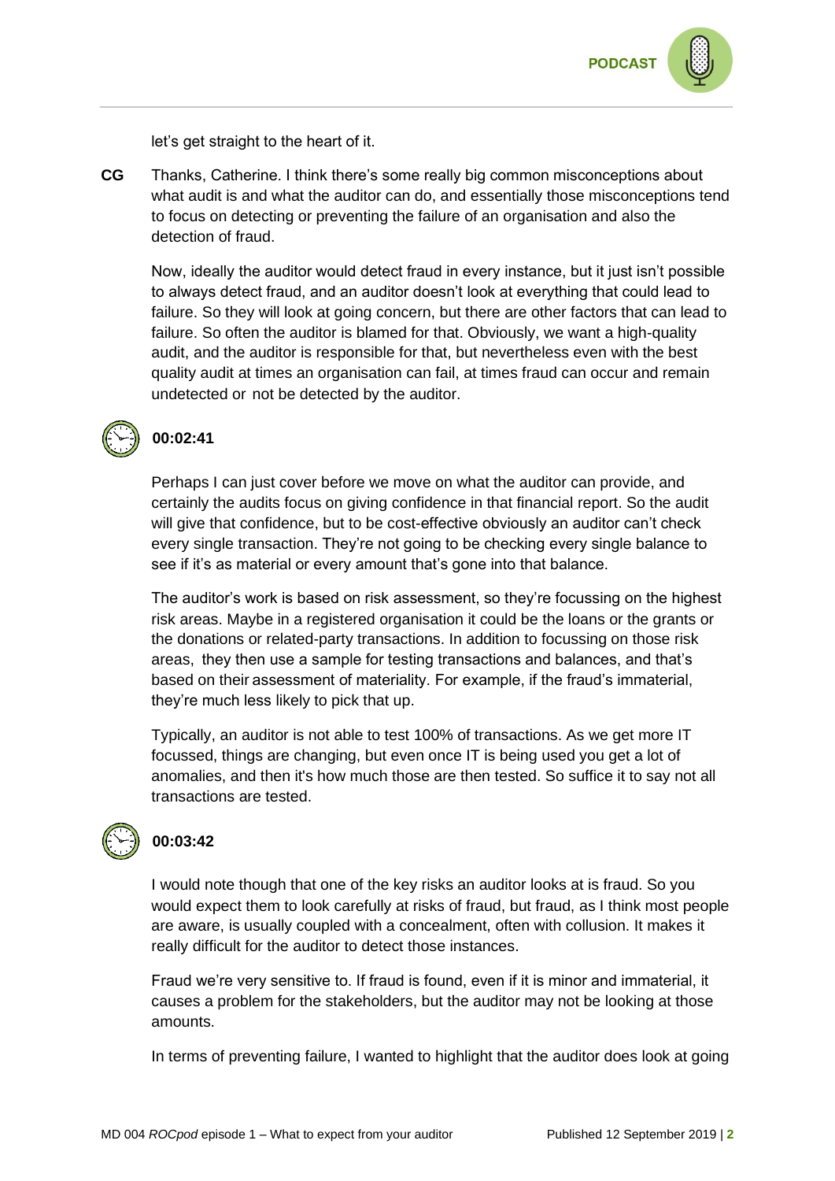let's get straight to the heart of it.

**CG** Thanks, Catherine. I think there's some really big common misconceptions about what audit is and what the auditor can do, and essentially those misconceptions tend to focus on detecting or preventing the failure of an organisation and also the detection of fraud.

Now, ideally the auditor would detect fraud in every instance, but it just isn't possible to always detect fraud, and an auditor doesn't look at everything that could lead to failure. So they will look at going concern, but there are other factors that can lead to failure. So often the auditor is blamed for that. Obviously, we want a high-quality audit, and the auditor is responsible for that, but nevertheless even with the best quality audit at times an organisation can fail, at times fraud can occur and remain undetected or not be detected by the auditor.

**00:02:41**

Perhaps I can just cover before we move on what the auditor can provide, and certainly the audits focus on giving confidence in that financial report. So the audit will give that confidence, but to be cost-effective obviously an auditor can't check every single transaction. They're not going to be checking every single balance to see if it's as material or every amount that's gone into that balance.

The auditor's work is based on risk assessment, so they're focussing on the highest risk areas. Maybe in a registered organisation it could be the loans or the grants or the donations or related-party transactions. In addition to focussing on those risk areas, they then use a sample for testing transactions and balances, and that's based on their assessment of materiality. For example, if the fraud's immaterial, they're much less likely to pick that up.

Typically, an auditor is not able to test 100% of transactions. As we get more IT focussed, things are changing, but even once IT is being used you get a lot of anomalies, and then it's how much those are then tested. So suffice it to say not all transactions are tested.

**00:03:42**

I would note though that one of the key risks an auditor looks at is fraud. So you would expect them to look carefully at risks of fraud, but fraud, as I think most people are aware, is usually coupled with a concealment, often with collusion. It makes it really difficult for the auditor to detect those instances.

Fraud we're very sensitive to. If fraud is found, even if it is minor and immaterial, it causes a problem for the stakeholders, but the auditor may not be looking at those amounts.

In terms of preventing failure, I wanted to highlight that the auditor does look at going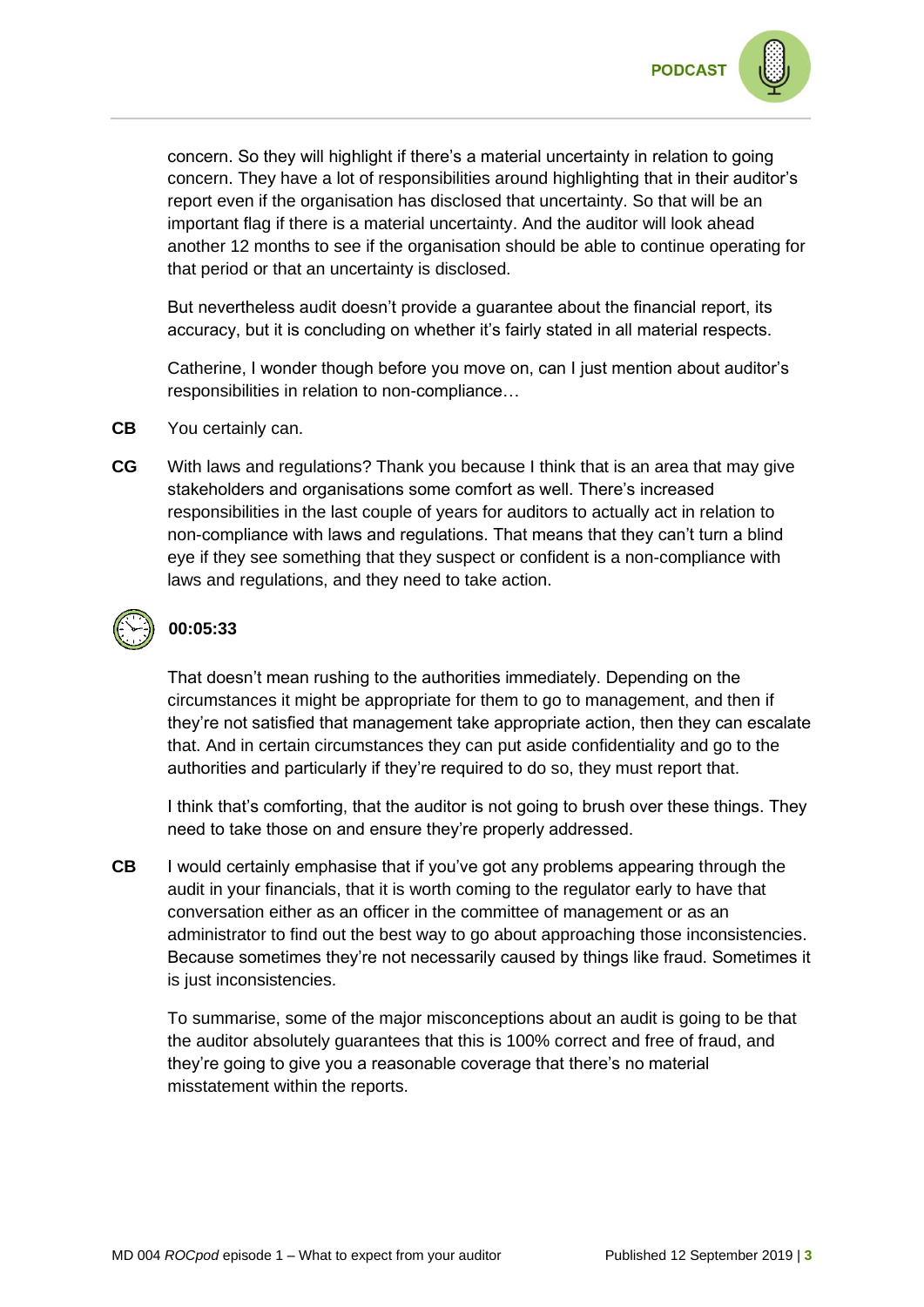concern. So they will highlight if there's a material uncertainty in relation to going concern. They have a lot of responsibilities around highlighting that in their auditor's report even if the organisation has disclosed that uncertainty. So that will be an important flag if there is a material uncertainty. And the auditor will look ahead another 12 months to see if the organisation should be able to continue operating for that period or that an uncertainty is disclosed.

But nevertheless audit doesn't provide a guarantee about the financial report, its accuracy, but it is concluding on whether it's fairly stated in all material respects.

Catherine, I wonder though before you move on, can I just mention about auditor's responsibilities in relation to non-compliance…

**CB** You certainly can.

**CG** With laws and regulations? Thank you because I think that is an area that may give stakeholders and organisations some comfort as well. There's increased responsibilities in the last couple of years for auditors to actually act in relation to non-compliance with laws and regulations. That means that they can't turn a blind eye if they see something that they suspect or confident is a non-compliance with laws and regulations, and they need to take action.

**00:05:33**

That doesn't mean rushing to the authorities immediately. Depending on the circumstances it might be appropriate for them to go to management, and then if they're not satisfied that management take appropriate action, then they can escalate that. And in certain circumstances they can put aside confidentiality and go to the authorities and particularly if they're required to do so, they must report that.

I think that's comforting, that the auditor is not going to brush over these things. They need to take those on and ensure they're properly addressed.

**CB** I would certainly emphasise that if you've got any problems appearing through the audit in your financials, that it is worth coming to the regulator early to have that conversation either as an officer in the committee of management or as an administrator to find out the best way to go about approaching those inconsistencies. Because sometimes they're not necessarily caused by things like fraud. Sometimes it is just inconsistencies.

To summarise, some of the major misconceptions about an audit is going to be that the auditor absolutely guarantees that this is 100% correct and free of fraud, and they're going to give you a reasonable coverage that there's no material misstatement within the reports.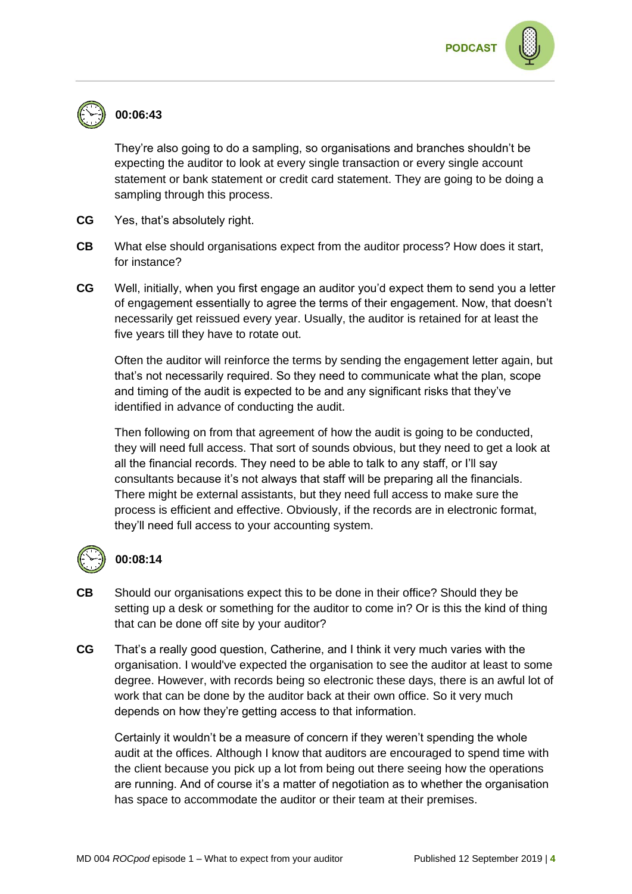**00:06:43**

They're also going to do a sampling, so organisations and branches shouldn't be expecting the auditor to look at every single transaction or every single account statement or bank statement or credit card statement. They are going to be doing a sampling through this process.

**CG** Yes, that's absolutely right.

**CB** What else should organisations expect from the auditor process? How does it start, for instance?

**CG** Well, initially, when you first engage an auditor you'd expect them to send you a letter of engagement essentially to agree the terms of their engagement. Now, that doesn't necessarily get reissued every year. Usually, the auditor is retained for at least the five years till they have to rotate out.

Often the auditor will reinforce the terms by sending the engagement letter again, but that's not necessarily required. So they need to communicate what the plan, scope and timing of the audit is expected to be and any significant risks that they've identified in advance of conducting the audit.

Then following on from that agreement of how the audit is going to be conducted, they will need full access. That sort of sounds obvious, but they need to get a look at all the financial records. They need to be able to talk to any staff, or I'll say consultants because it's not always that staff will be preparing all the financials. There might be external assistants, but they need full access to make sure the process is efficient and effective. Obviously, if the records are in electronic format, they'll need full access to your accounting system.

**00:08:14**

**CB** Should our organisations expect this to be done in their office? Should they be setting up a desk or something for the auditor to come in? Or is this the kind of thing that can be done off site by your auditor?

**CG** That's a really good question, Catherine, and I think it very much varies with the organisation. I would've expected the organisation to see the auditor at least to some degree. However, with records being so electronic these days, there is an awful lot of work that can be done by the auditor back at their own office. So it very much depends on how they're getting access to that information.

Certainly it wouldn't be a measure of concern if they weren't spending the whole audit at the offices. Although I know that auditors are encouraged to spend time with the client because you pick up a lot from being out there seeing how the operations are running. And of course it's a matter of negotiation as to whether the organisation has space to accommodate the auditor or their team at their premises.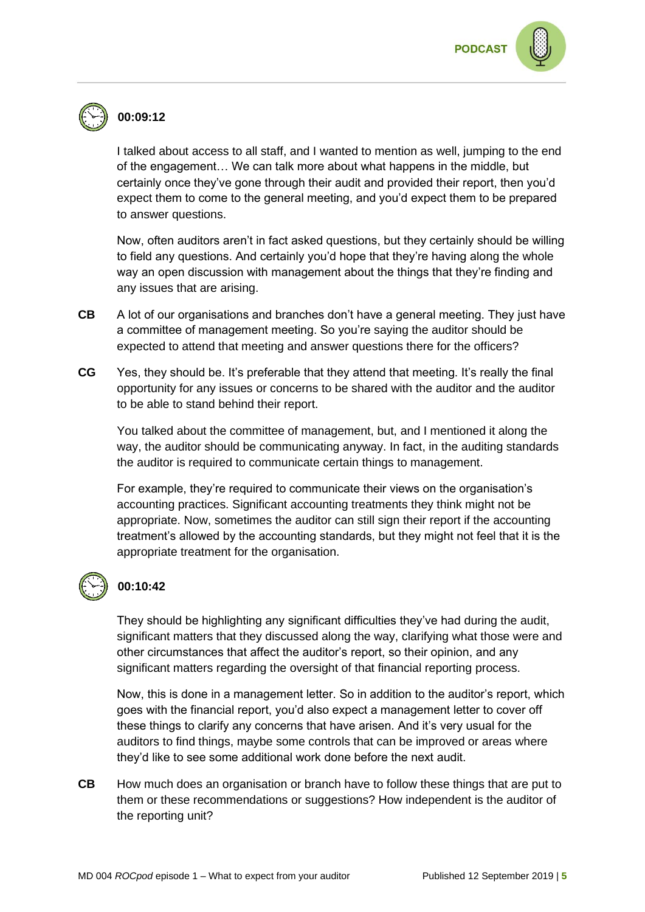**00:09:12**

I talked about access to all staff, and I wanted to mention as well, jumping to the end of the engagement… We can talk more about what happens in the middle, but certainly once they've gone through their audit and provided their report, then you'd expect them to come to the general meeting, and you'd expect them to be prepared to answer questions.

Now, often auditors aren't in fact asked questions, but they certainly should be willing to field any questions. And certainly you'd hope that they're having along the whole way an open discussion with management about the things that they're finding and any issues that are arising.

**CB** A lot of our organisations and branches don't have a general meeting. They just have a committee of management meeting. So you're saying the auditor should be expected to attend that meeting and answer questions there for the officers?

**CG** Yes, they should be. It's preferable that they attend that meeting. It's really the final opportunity for any issues or concerns to be shared with the auditor and the auditor to be able to stand behind their report.

You talked about the committee of management, but, and I mentioned it along the way, the auditor should be communicating anyway. In fact, in the auditing standards the auditor is required to communicate certain things to management.

For example, they're required to communicate their views on the organisation's accounting practices. Significant accounting treatments they think might not be appropriate. Now, sometimes the auditor can still sign their report if the accounting treatment's allowed by the accounting standards, but they might not feel that it is the appropriate treatment for the organisation.

**00:10:42**

They should be highlighting any significant difficulties they've had during the audit, significant matters that they discussed along the way, clarifying what those were and other circumstances that affect the auditor's report, so their opinion, and any significant matters regarding the oversight of that financial reporting process.

Now, this is done in a management letter. So in addition to the auditor's report, which goes with the financial report, you'd also expect a management letter to cover off these things to clarify any concerns that have arisen. And it's very usual for the auditors to find things, maybe some controls that can be improved or areas where they'd like to see some additional work done before the next audit.

**CB** How much does an organisation or branch have to follow these things that are put to them or these recommendations or suggestions? How independent is the auditor of the reporting unit?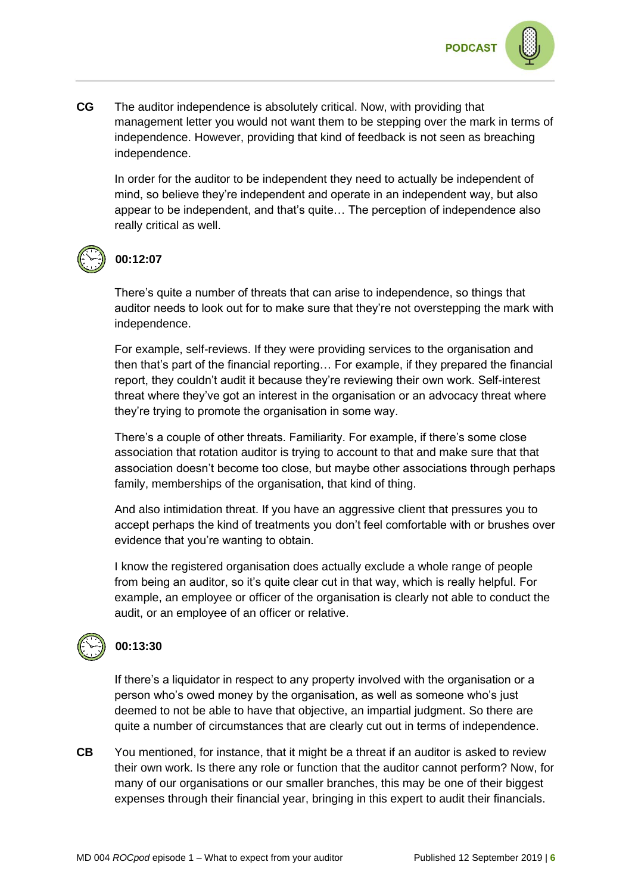**CG** The auditor independence is absolutely critical. Now, with providing that management letter you would not want them to be stepping over the mark in terms of independence. However, providing that kind of feedback is not seen as breaching independence.

In order for the auditor to be independent they need to actually be independent of mind, so believe they're independent and operate in an independent way, but also appear to be independent, and that's quite… The perception of independence also really critical as well.

**00:12:07**

There's quite a number of threats that can arise to independence, so things that auditor needs to look out for to make sure that they're not overstepping the mark with independence.

For example, self-reviews. If they were providing services to the organisation and then that's part of the financial reporting… For example, if they prepared the financial report, they couldn't audit it because they're reviewing their own work. Self-interest threat where they've got an interest in the organisation or an advocacy threat where they're trying to promote the organisation in some way.

There's a couple of other threats. Familiarity. For example, if there's some close association that rotation auditor is trying to account to that and make sure that that association doesn't become too close, but maybe other associations through perhaps family, memberships of the organisation, that kind of thing.

And also intimidation threat. If you have an aggressive client that pressures you to accept perhaps the kind of treatments you don't feel comfortable with or brushes over evidence that you're wanting to obtain.

I know the registered organisation does actually exclude a whole range of people from being an auditor, so it's quite clear cut in that way, which is really helpful. For example, an employee or officer of the organisation is clearly not able to conduct the audit, or an employee of an officer or relative.

**00:13:30**

If there's a liquidator in respect to any property involved with the organisation or a person who's owed money by the organisation, as well as someone who's just deemed to not be able to have that objective, an impartial judgment. So there are quite a number of circumstances that are clearly cut out in terms of independence.

**CB** You mentioned, for instance, that it might be a threat if an auditor is asked to review their own work. Is there any role or function that the auditor cannot perform? Now, for many of our organisations or our smaller branches, this may be one of their biggest expenses through their financial year, bringing in this expert to audit their financials.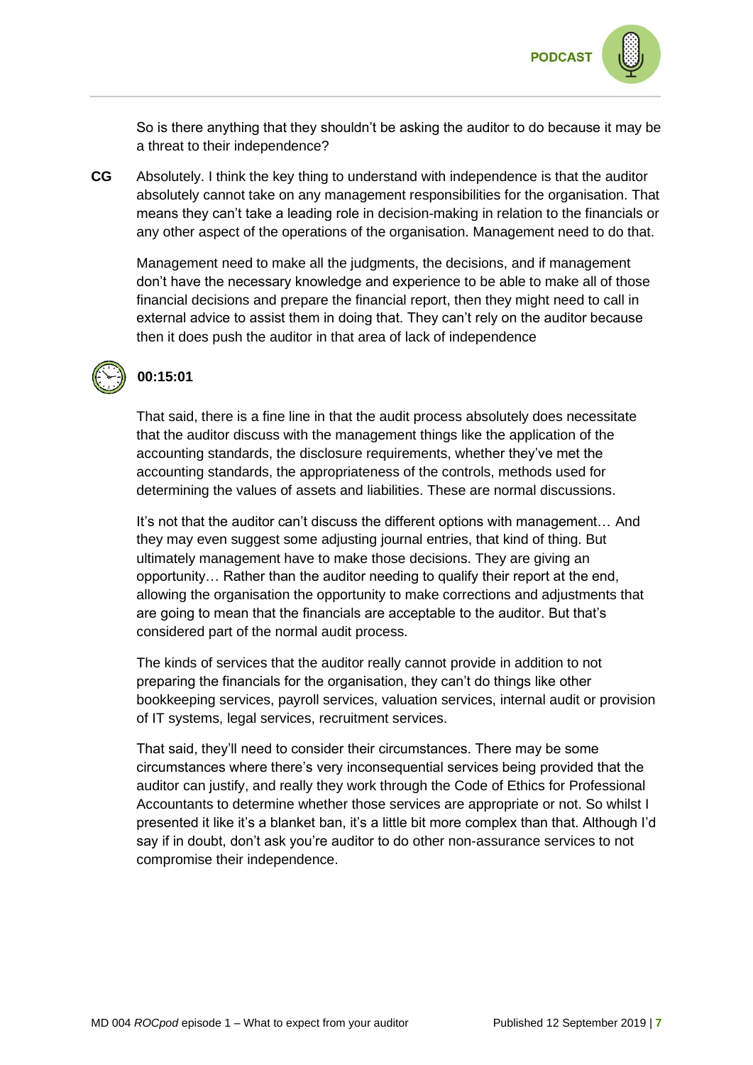So is there anything that they shouldn't be asking the auditor to do because it may be a threat to their independence?

**CG** Absolutely. I think the key thing to understand with independence is that the auditor absolutely cannot take on any management responsibilities for the organisation. That means they can't take a leading role in decision-making in relation to the financials or any other aspect of the operations of the organisation. Management need to do that.

Management need to make all the judgments, the decisions, and if management don't have the necessary knowledge and experience to be able to make all of those financial decisions and prepare the financial report, then they might need to call in external advice to assist them in doing that. They can't rely on the auditor because then it does push the auditor in that area of lack of independence

**00:15:01**

That said, there is a fine line in that the audit process absolutely does necessitate that the auditor discuss with the management things like the application of the accounting standards, the disclosure requirements, whether they've met the accounting standards, the appropriateness of the controls, methods used for determining the values of assets and liabilities. These are normal discussions.

It's not that the auditor can't discuss the different options with management… And they may even suggest some adjusting journal entries, that kind of thing. But ultimately management have to make those decisions. They are giving an opportunity… Rather than the auditor needing to qualify their report at the end, allowing the organisation the opportunity to make corrections and adjustments that are going to mean that the financials are acceptable to the auditor. But that's considered part of the normal audit process.

The kinds of services that the auditor really cannot provide in addition to not preparing the financials for the organisation, they can't do things like other bookkeeping services, payroll services, valuation services, internal audit or provision of IT systems, legal services, recruitment services.

That said, they'll need to consider their circumstances. There may be some circumstances where there's very inconsequential services being provided that the auditor can justify, and really they work through the Code of Ethics for Professional Accountants to determine whether those services are appropriate or not. So whilst I presented it like it's a blanket ban, it's a little bit more complex than that. Although I'd say if in doubt, don't ask you're auditor to do other non-assurance services to not compromise their independence.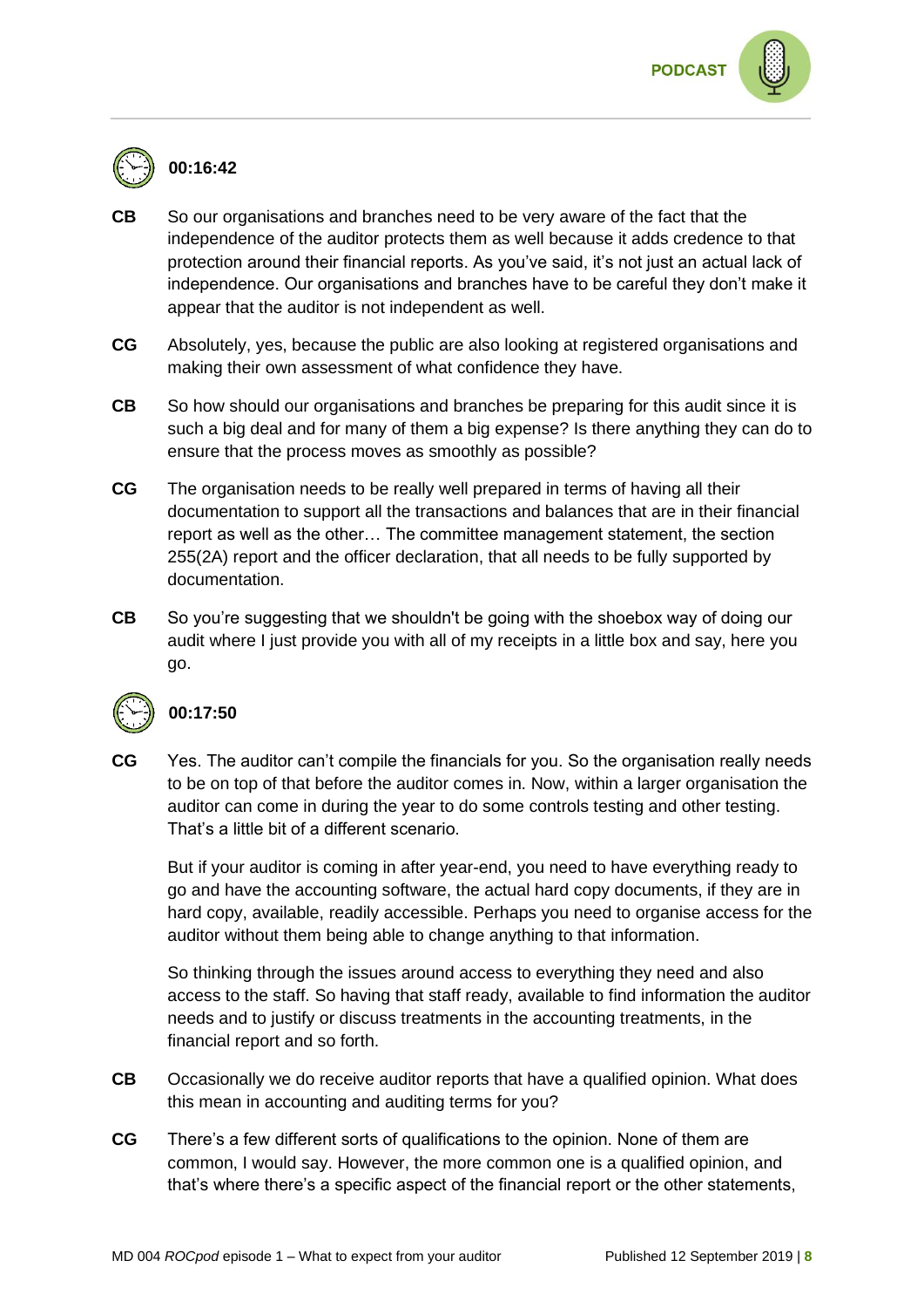**00:16:42**

**CB** So our organisations and branches need to be very aware of the fact that the independence of the auditor protects them as well because it adds credence to that protection around their financial reports. As you've said, it's not just an actual lack of independence. Our organisations and branches have to be careful they don't make it appear that the auditor is not independent as well.

**CG** Absolutely, yes, because the public are also looking at registered organisations and making their own assessment of what confidence they have.

**CB** So how should our organisations and branches be preparing for this audit since it is such a big deal and for many of them a big expense? Is there anything they can do to ensure that the process moves as smoothly as possible?

**CG** The organisation needs to be really well prepared in terms of having all their documentation to support all the transactions and balances that are in their financial report as well as the other… The committee management statement, the section 255(2A) report and the officer declaration, that all needs to be fully supported by documentation.

**CB** So you're suggesting that we shouldn't be going with the shoebox way of doing our audit where I just provide you with all of my receipts in a little box and say, here you go.

**00:17:50**

**CG** Yes. The auditor can't compile the financials for you. So the organisation really needs to be on top of that before the auditor comes in. Now, within a larger organisation the auditor can come in during the year to do some controls testing and other testing. That's a little bit of a different scenario.

But if your auditor is coming in after year-end, you need to have everything ready to go and have the accounting software, the actual hard copy documents, if they are in hard copy, available, readily accessible. Perhaps you need to organise access for the auditor without them being able to change anything to that information.

So thinking through the issues around access to everything they need and also access to the staff. So having that staff ready, available to find information the auditor needs and to justify or discuss treatments in the accounting treatments, in the financial report and so forth.

**CB** Occasionally we do receive auditor reports that have a qualified opinion. What does this mean in accounting and auditing terms for you?

**CG** There's a few different sorts of qualifications to the opinion. None of them are common, I would say. However, the more common one is a qualified opinion, and that's where there's a specific aspect of the financial report or the other statements,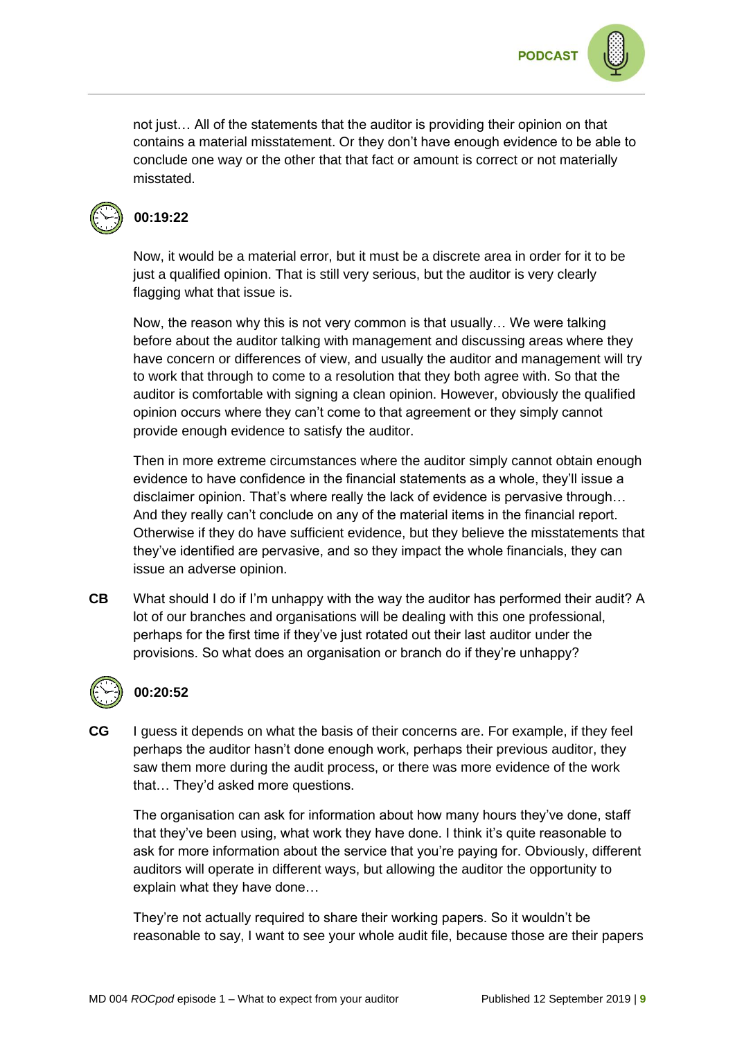not just… All of the statements that the auditor is providing their opinion on that contains a material misstatement. Or they don't have enough evidence to be able to conclude one way or the other that that fact or amount is correct or not materially misstated.

**00:19:22**

Now, it would be a material error, but it must be a discrete area in order for it to be just a qualified opinion. That is still very serious, but the auditor is very clearly flagging what that issue is.

Now, the reason why this is not very common is that usually… We were talking before about the auditor talking with management and discussing areas where they have concern or differences of view, and usually the auditor and management will try to work that through to come to a resolution that they both agree with. So that the auditor is comfortable with signing a clean opinion. However, obviously the qualified opinion occurs where they can't come to that agreement or they simply cannot provide enough evidence to satisfy the auditor.

Then in more extreme circumstances where the auditor simply cannot obtain enough evidence to have confidence in the financial statements as a whole, they'll issue a disclaimer opinion. That's where really the lack of evidence is pervasive through… And they really can't conclude on any of the material items in the financial report. Otherwise if they do have sufficient evidence, but they believe the misstatements that they've identified are pervasive, and so they impact the whole financials, they can issue an adverse opinion.

**CB** What should I do if I'm unhappy with the way the auditor has performed their audit? A lot of our branches and organisations will be dealing with this one professional, perhaps for the first time if they've just rotated out their last auditor under the provisions. So what does an organisation or branch do if they're unhappy?

**00:20:52**

**CG** I guess it depends on what the basis of their concerns are. For example, if they feel perhaps the auditor hasn't done enough work, perhaps their previous auditor, they saw them more during the audit process, or there was more evidence of the work that… They'd asked more questions.

The organisation can ask for information about how many hours they've done, staff that they've been using, what work they have done. I think it's quite reasonable to ask for more information about the service that you're paying for. Obviously, different auditors will operate in different ways, but allowing the auditor the opportunity to explain what they have done…

They're not actually required to share their working papers. So it wouldn't be reasonable to say, I want to see your whole audit file, because those are their papers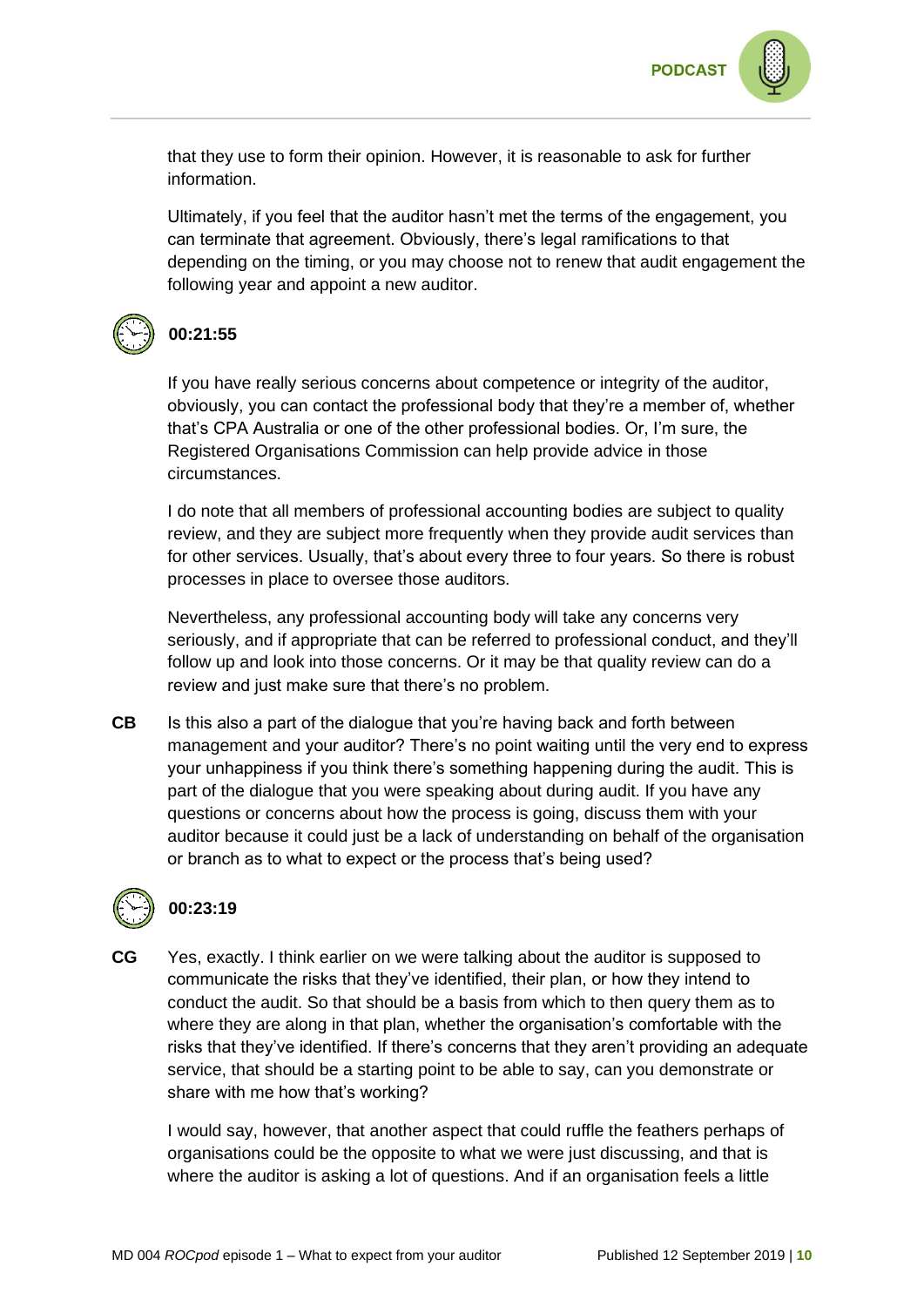that they use to form their opinion. However, it is reasonable to ask for further information.

Ultimately, if you feel that the auditor hasn't met the terms of the engagement, you can terminate that agreement. Obviously, there's legal ramifications to that depending on the timing, or you may choose not to renew that audit engagement the following year and appoint a new auditor.

**00:21:55**

If you have really serious concerns about competence or integrity of the auditor, obviously, you can contact the professional body that they're a member of, whether that's CPA Australia or one of the other professional bodies. Or, I'm sure, the Registered Organisations Commission can help provide advice in those circumstances.

I do note that all members of professional accounting bodies are subject to quality review, and they are subject more frequently when they provide audit services than for other services. Usually, that's about every three to four years. So there is robust processes in place to oversee those auditors.

Nevertheless, any professional accounting body will take any concerns very seriously, and if appropriate that can be referred to professional conduct, and they'll follow up and look into those concerns. Or it may be that quality review can do a review and just make sure that there's no problem.

**CB** Is this also a part of the dialogue that you're having back and forth between management and your auditor? There's no point waiting until the very end to express your unhappiness if you think there's something happening during the audit. This is part of the dialogue that you were speaking about during audit. If you have any questions or concerns about how the process is going, discuss them with your auditor because it could just be a lack of understanding on behalf of the organisation or branch as to what to expect or the process that's being used?

**00:23:19**

**CG** Yes, exactly. I think earlier on we were talking about the auditor is supposed to communicate the risks that they've identified, their plan, or how they intend to conduct the audit. So that should be a basis from which to then query them as to where they are along in that plan, whether the organisation's comfortable with the risks that they've identified. If there's concerns that they aren't providing an adequate service, that should be a starting point to be able to say, can you demonstrate or share with me how that's working?

I would say, however, that another aspect that could ruffle the feathers perhaps of organisations could be the opposite to what we were just discussing, and that is where the auditor is asking a lot of questions. And if an organisation feels a little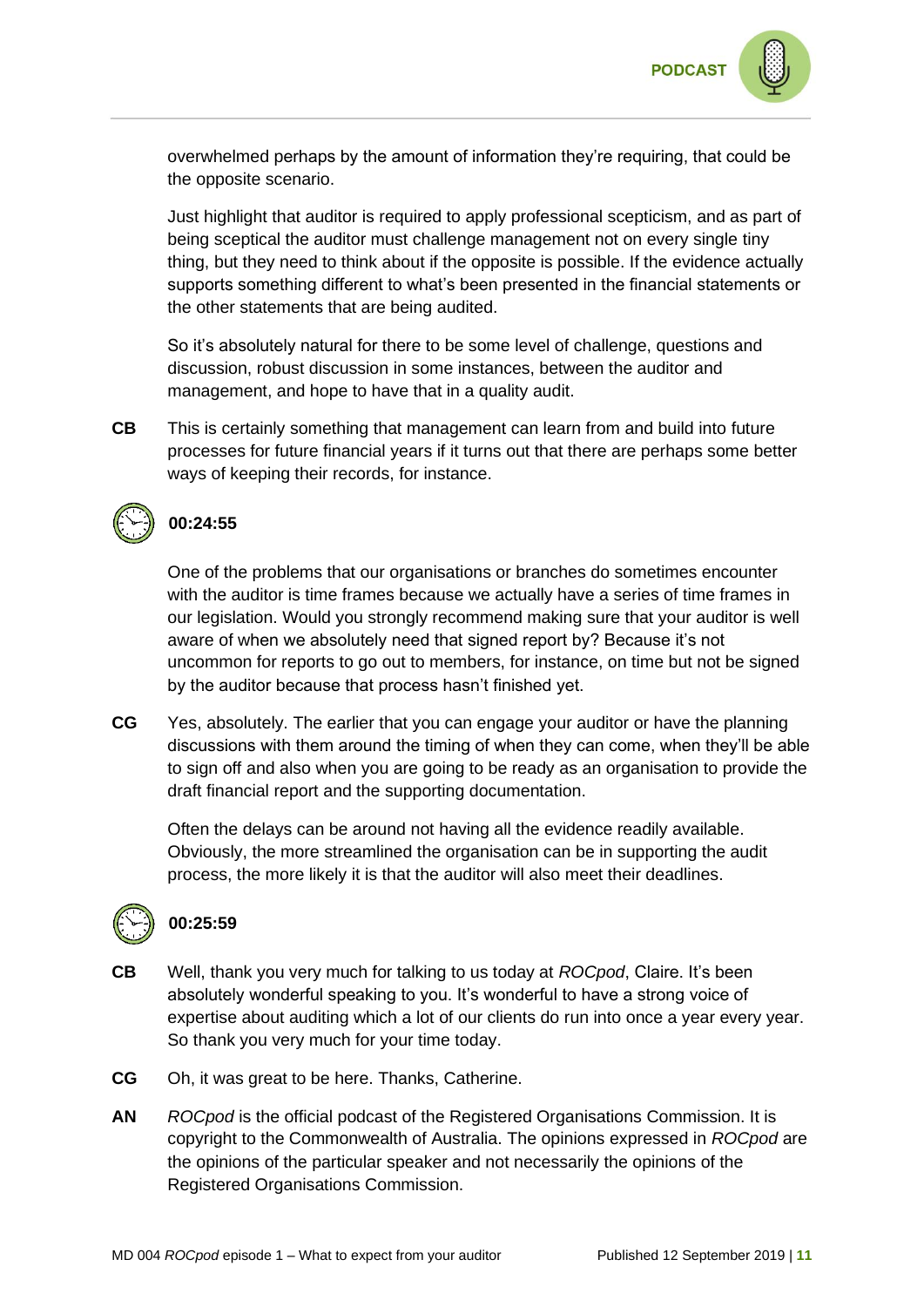overwhelmed perhaps by the amount of information they're requiring, that could be the opposite scenario.

Just highlight that auditor is required to apply professional scepticism, and as part of being sceptical the auditor must challenge management not on every single tiny thing, but they need to think about if the opposite is possible. If the evidence actually supports something different to what's been presented in the financial statements or the other statements that are being audited.

So it's absolutely natural for there to be some level of challenge, questions and discussion, robust discussion in some instances, between the auditor and management, and hope to have that in a quality audit.

**CB** This is certainly something that management can learn from and build into future processes for future financial years if it turns out that there are perhaps some better ways of keeping their records, for instance.

**00:24:55**

One of the problems that our organisations or branches do sometimes encounter with the auditor is time frames because we actually have a series of time frames in our legislation. Would you strongly recommend making sure that your auditor is well aware of when we absolutely need that signed report by? Because it's not uncommon for reports to go out to members, for instance, on time but not be signed by the auditor because that process hasn't finished yet.

**CG** Yes, absolutely. The earlier that you can engage your auditor or have the planning discussions with them around the timing of when they can come, when they'll be able to sign off and also when you are going to be ready as an organisation to provide the draft financial report and the supporting documentation.

Often the delays can be around not having all the evidence readily available. Obviously, the more streamlined the organisation can be in supporting the audit process, the more likely it is that the auditor will also meet their deadlines.

**00:25:59**

**CB** Well, thank you very much for talking to us today at *ROCpod*, Claire. It's been absolutely wonderful speaking to you. It's wonderful to have a strong voice of expertise about auditing which a lot of our clients do run into once a year every year. So thank you very much for your time today.

**CG** Oh, it was great to be here. Thanks, Catherine.

**AN** *ROCpod* is the official podcast of the Registered Organisations Commission. It is copyright to the Commonwealth of Australia. The opinions expressed in *ROCpod* are the opinions of the particular speaker and not necessarily the opinions of the Registered Organisations Commission.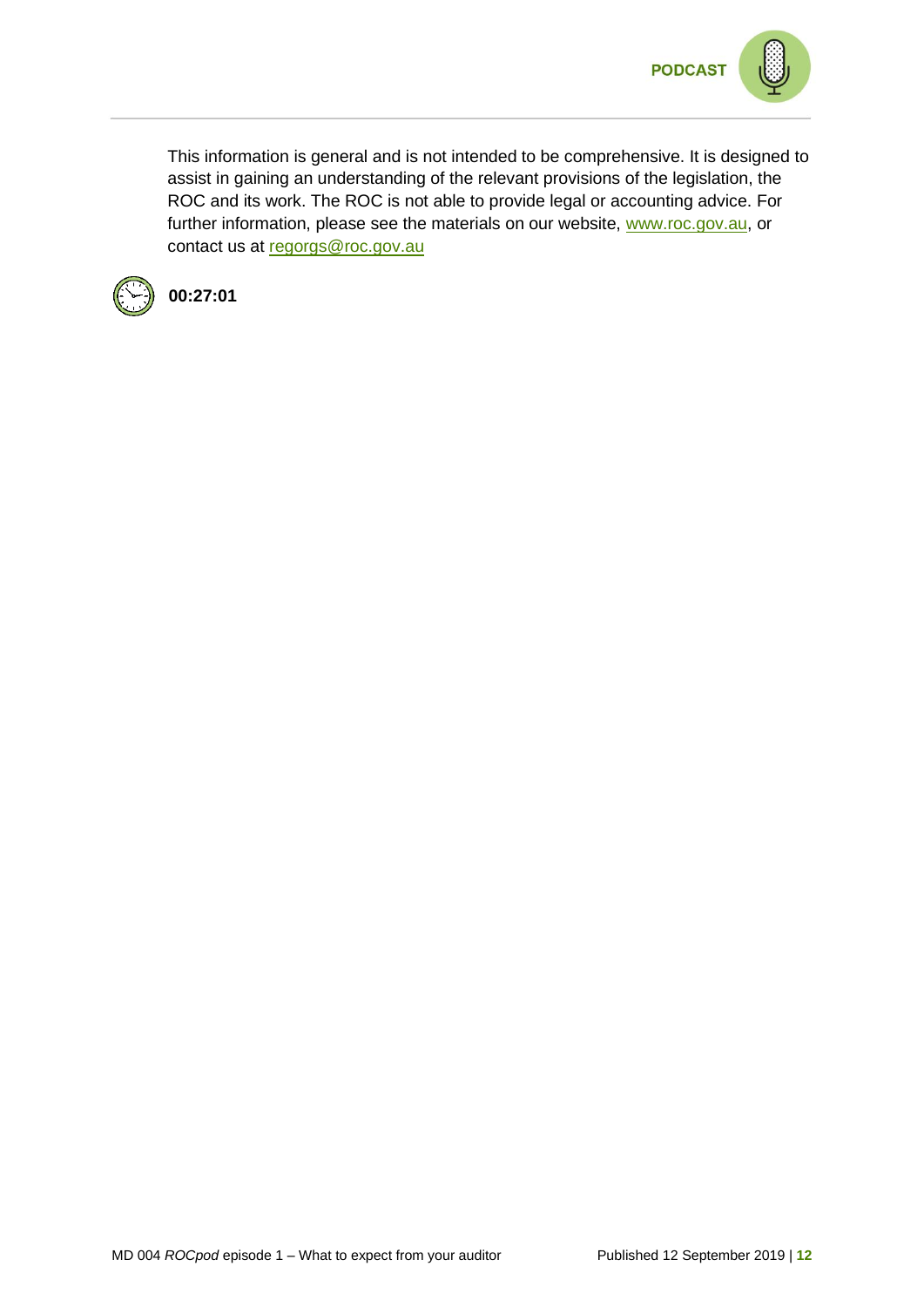This information is general and is not intended to be comprehensive. It is designed to assist in gaining an understanding of the relevant provisions of the legislation, the ROC and its work. The ROC is not able to provide legal or accounting advice. For further information, please see the materials on our website, www.roc.gov.au, or contact us at regorgs@roc.gov.au

**00:27:01**